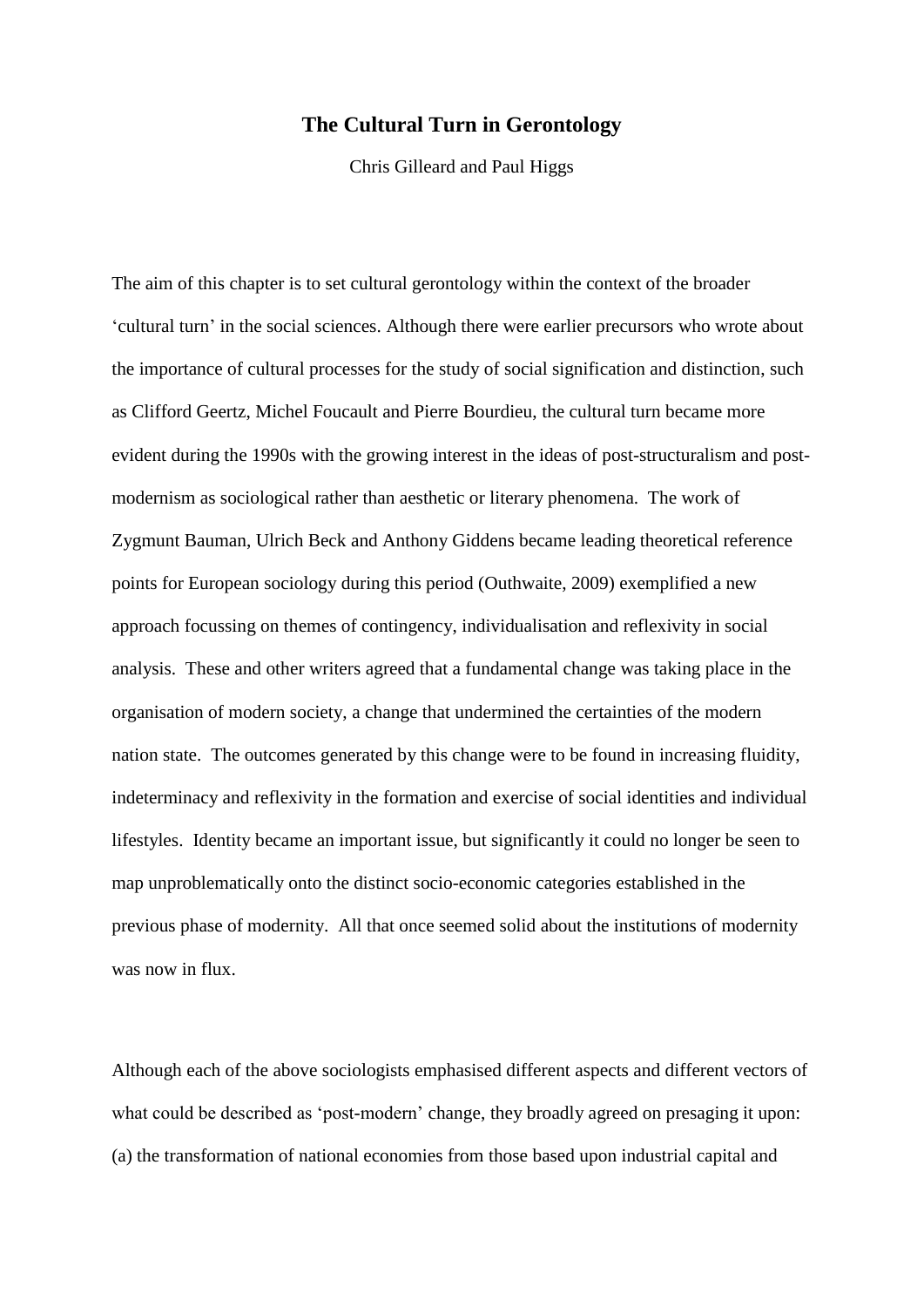# The Cultural Turn in Gerontology

Chris Gilleard and Paul Higgs

The aim of this chapter is to set cultural gerontology within the context of the broader 'cultural turn' in the social sciences. Although there were earlier precursors who wrote about the importance of cultural processes for the study of social signification and distinction, such as Clifford Geertz, Michel Foucault and Pierre Bourdieu, the cultural turn became more evident during the 1990s with the growing interest in the ideas of post-structuralism and post-modernism as sociological rather than aesthetic or literary phenomena. The work of Zygmunt Bauman, Ulrich Beck and Anthony Giddens became leading theoretical reference points for European sociology during this period (Outhwaite, 2009) exemplified a new approach focussing on themes of contingency, individualisation and reflexivity in social analysis. These and other writers agreed that a fundamental change was taking place in the organisation of modern society, a change that undermined the certainties of the modern nation state. The outcomes generated by this change were to be found in increasing fluidity, indeterminacy and reflexivity in the formation and exercise of social identities and individual lifestyles. Identity became an important issue, but significantly it could no longer be seen to map unproblematically onto the distinct socio-economic categories established in the previous phase of modernity. All that once seemed solid about the institutions of modernity was now in flux.

Although each of the above sociologists emphasised different aspects and different vectors of what could be described as 'post-modern' change, they broadly agreed on presaging it upon: (a) the transformation of national economies from those based upon industrial capital and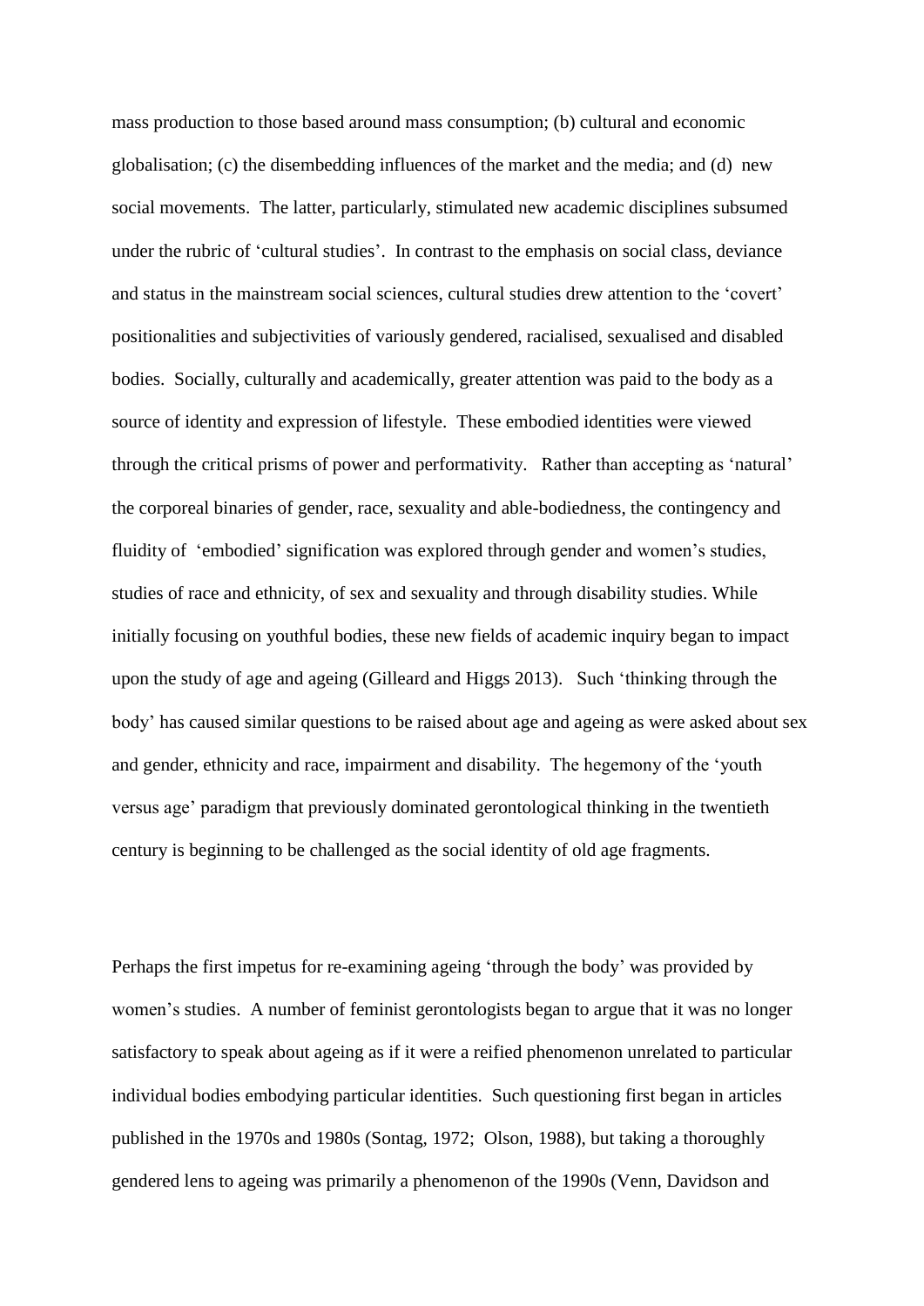mass production to those based around mass consumption; (b) cultural and economic globalisation; (c) the disembedding influences of the market and the media; and (d) new social movements. The latter, particularly, stimulated new academic disciplines subsumed under the rubric of 'cultural studies'. In contrast to the emphasis on social class, deviance and status in the mainstream social sciences, cultural studies drew attention to the 'covert' positionalities and subjectivities of variously gendered, racialised, sexualised and disabled bodies. Socially, culturally and academically, greater attention was paid to the body as a source of identity and expression of lifestyle. These embodied identities were viewed through the critical prisms of power and performativity. Rather than accepting as 'natural' the corporeal binaries of gender, race, sexuality and able-bodiedness, the contingency and fluidity of 'embodied' signification was explored through gender and women's studies, studies of race and ethnicity, of sex and sexuality and through disability studies. While initially focusing on youthful bodies, these new fields of academic inquiry began to impact upon the study of age and ageing (Gilleard and Higgs 2013). Such 'thinking through the body' has caused similar questions to be raised about age and ageing as were asked about sex and gender, ethnicity and race, impairment and disability. The hegemony of the 'youth versus age' paradigm that previously dominated gerontological thinking in the twentieth century is beginning to be challenged as the social identity of old age fragments.

Perhaps the first impetus for re-examining ageing 'through the body' was provided by women's studies. A number of feminist gerontologists began to argue that it was no longer satisfactory to speak about ageing as if it were a reified phenomenon unrelated to particular individual bodies embodying particular identities. Such questioning first began in articles published in the 1970s and 1980s (Sontag, 1972; Olson, 1988), but taking a thoroughly gendered lens to ageing was primarily a phenomenon of the 1990s (Venn, Davidson and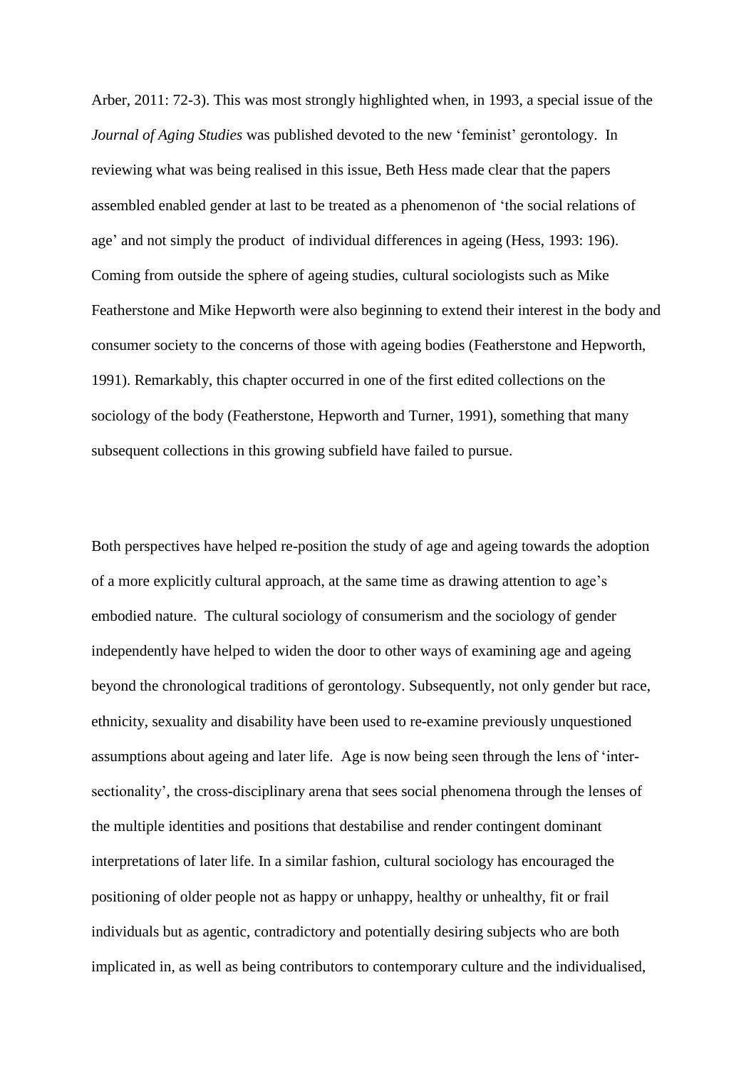Arber, 2011: 72-3). This was most strongly highlighted when, in 1993, a special issue of the *Journal of Aging Studies* was published devoted to the new 'feminist' gerontology. In reviewing what was being realised in this issue, Beth Hess made clear that the papers assembled enabled gender at last to be treated as a phenomenon of 'the social relations of age' and not simply the product of individual differences in ageing (Hess, 1993: 196). Coming from outside the sphere of ageing studies, cultural sociologists such as Mike Featherstone and Mike Hepworth were also beginning to extend their interest in the body and consumer society to the concerns of those with ageing bodies (Featherstone and Hepworth, 1991). Remarkably, this chapter occurred in one of the first edited collections on the sociology of the body (Featherstone, Hepworth and Turner, 1991), something that many subsequent collections in this growing subfield have failed to pursue.

Both perspectives have helped re-position the study of age and ageing towards the adoption of a more explicitly cultural approach, at the same time as drawing attention to age's embodied nature. The cultural sociology of consumerism and the sociology of gender independently have helped to widen the door to other ways of examining age and ageing beyond the chronological traditions of gerontology. Subsequently, not only gender but race, ethnicity, sexuality and disability have been used to re-examine previously unquestioned assumptions about ageing and later life. Age is now being seen through the lens of 'inter-sectionality', the cross-disciplinary arena that sees social phenomena through the lenses of the multiple identities and positions that destabilise and render contingent dominant interpretations of later life. In a similar fashion, cultural sociology has encouraged the positioning of older people not as happy or unhappy, healthy or unhealthy, fit or frail individuals but as agentic, contradictory and potentially desiring subjects who are both implicated in, as well as being contributors to contemporary culture and the individualised,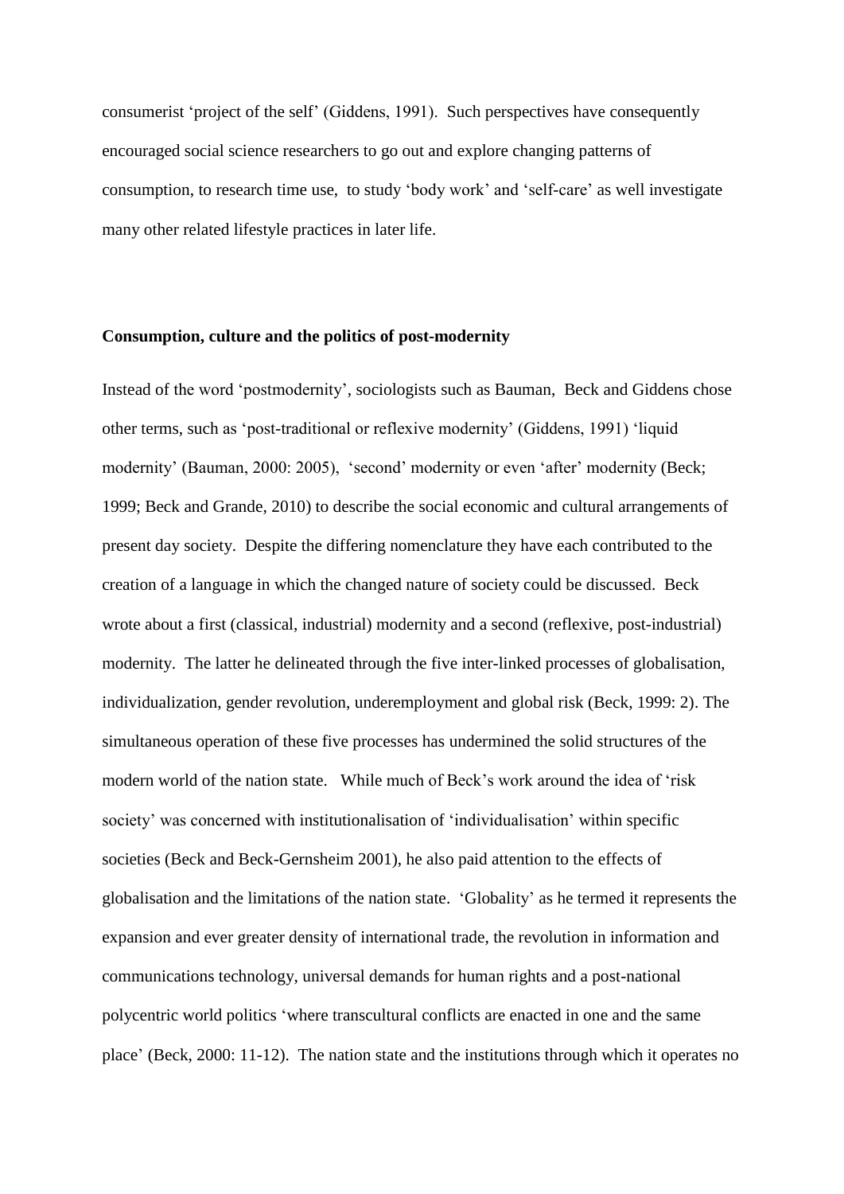consumerist 'project of the self' (Giddens, 1991). Such perspectives have consequently encouraged social science researchers to go out and explore changing patterns of consumption, to research time use, to study 'body work' and 'self-care' as well investigate many other related lifestyle practices in later life.

**Consumption, culture and the politics of post-modernity**

Instead of the word 'postmodernity', sociologists such as Bauman, Beck and Giddens chose other terms, such as 'post-traditional or reflexive modernity' (Giddens, 1991) 'liquid modernity' (Bauman, 2000: 2005), 'second' modernity or even 'after' modernity (Beck; 1999; Beck and Grande, 2010) to describe the social economic and cultural arrangements of present day society. Despite the differing nomenclature they have each contributed to the creation of a language in which the changed nature of society could be discussed. Beck wrote about a first (classical, industrial) modernity and a second (reflexive, post-industrial) modernity. The latter he delineated through the five inter-linked processes of globalisation, individualization, gender revolution, underemployment and global risk (Beck, 1999: 2). The simultaneous operation of these five processes has undermined the solid structures of the modern world of the nation state. While much of Beck's work around the idea of 'risk society' was concerned with institutionalisation of 'individualisation' within specific societies (Beck and Beck-Gernsheim 2001), he also paid attention to the effects of globalisation and the limitations of the nation state. 'Globality' as he termed it represents the expansion and ever greater density of international trade, the revolution in information and communications technology, universal demands for human rights and a post-national polycentric world politics 'where transcultural conflicts are enacted in one and the same place' (Beck, 2000: 11-12). The nation state and the institutions through which it operates no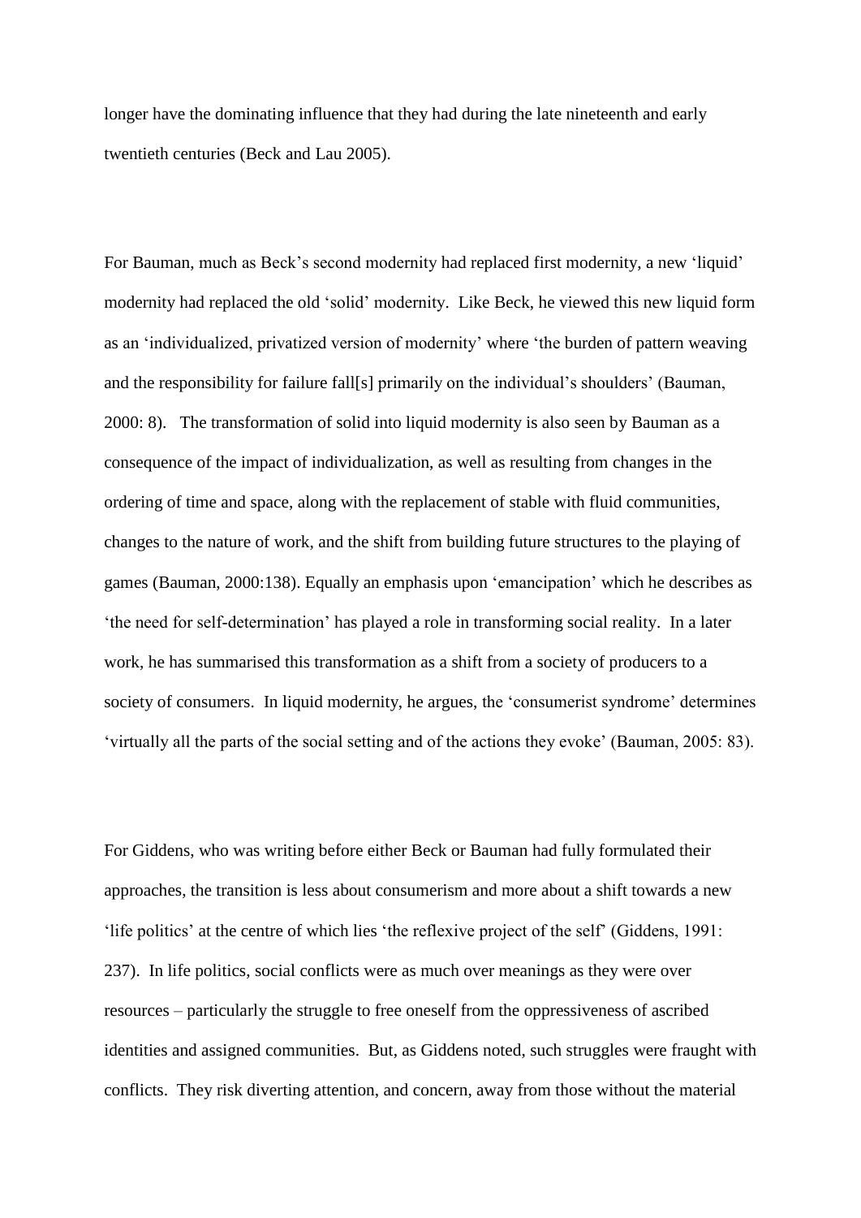longer have the dominating influence that they had during the late nineteenth and early twentieth centuries (Beck and Lau 2005).

For Bauman, much as Beck's second modernity had replaced first modernity, a new 'liquid' modernity had replaced the old 'solid' modernity. Like Beck, he viewed this new liquid form as an 'individualized, privatized version of modernity' where 'the burden of pattern weaving and the responsibility for failure fall[s] primarily on the individual's shoulders' (Bauman, 2000: 8). The transformation of solid into liquid modernity is also seen by Bauman as a consequence of the impact of individualization, as well as resulting from changes in the ordering of time and space, along with the replacement of stable with fluid communities, changes to the nature of work, and the shift from building future structures to the playing of games (Bauman, 2000:138). Equally an emphasis upon 'emancipation' which he describes as 'the need for self-determination' has played a role in transforming social reality. In a later work, he has summarised this transformation as a shift from a society of producers to a society of consumers. In liquid modernity, he argues, the 'consumerist syndrome' determines 'virtually all the parts of the social setting and of the actions they evoke' (Bauman, 2005: 83).

For Giddens, who was writing before either Beck or Bauman had fully formulated their approaches, the transition is less about consumerism and more about a shift towards a new 'life politics' at the centre of which lies 'the reflexive project of the self' (Giddens, 1991: 237). In life politics, social conflicts were as much over meanings as they were over resources – particularly the struggle to free oneself from the oppressiveness of ascribed identities and assigned communities. But, as Giddens noted, such struggles were fraught with conflicts. They risk diverting attention, and concern, away from those without the material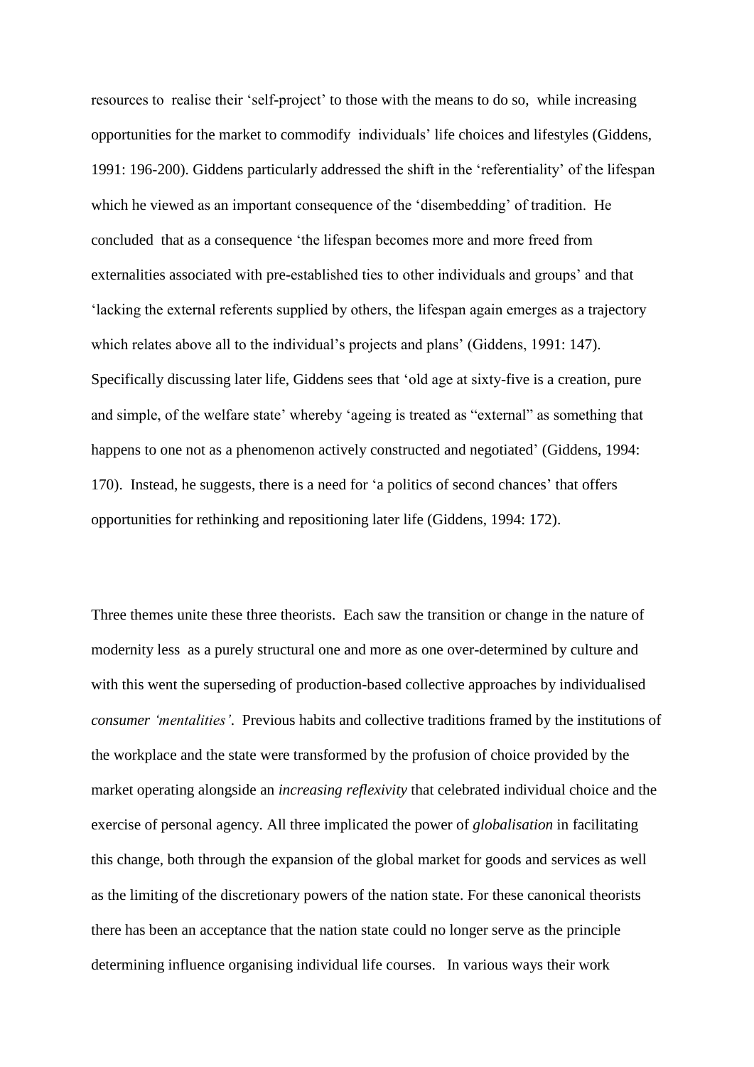resources to realise their 'self-project' to those with the means to do so, while increasing opportunities for the market to commodify individuals' life choices and lifestyles (Giddens, 1991: 196-200). Giddens particularly addressed the shift in the 'referentiality' of the lifespan which he viewed as an important consequence of the 'disembedding' of tradition. He concluded that as a consequence 'the lifespan becomes more and more freed from externalities associated with pre-established ties to other individuals and groups' and that 'lacking the external referents supplied by others, the lifespan again emerges as a trajectory which relates above all to the individual's projects and plans' (Giddens, 1991: 147). Specifically discussing later life, Giddens sees that 'old age at sixty-five is a creation, pure and simple, of the welfare state' whereby 'ageing is treated as "external" as something that happens to one not as a phenomenon actively constructed and negotiated' (Giddens, 1994: 170). Instead, he suggests, there is a need for 'a politics of second chances' that offers opportunities for rethinking and repositioning later life (Giddens, 1994: 172).

Three themes unite these three theorists. Each saw the transition or change in the nature of modernity less as a purely structural one and more as one over-determined by culture and with this went the superseding of production-based collective approaches by individualised *consumer 'mentalities'*. Previous habits and collective traditions framed by the institutions of the workplace and the state were transformed by the profusion of choice provided by the market operating alongside an *increasing reflexivity* that celebrated individual choice and the exercise of personal agency. All three implicated the power of *globalisation* in facilitating this change, both through the expansion of the global market for goods and services as well as the limiting of the discretionary powers of the nation state. For these canonical theorists there has been an acceptance that the nation state could no longer serve as the principle determining influence organising individual life courses. In various ways their work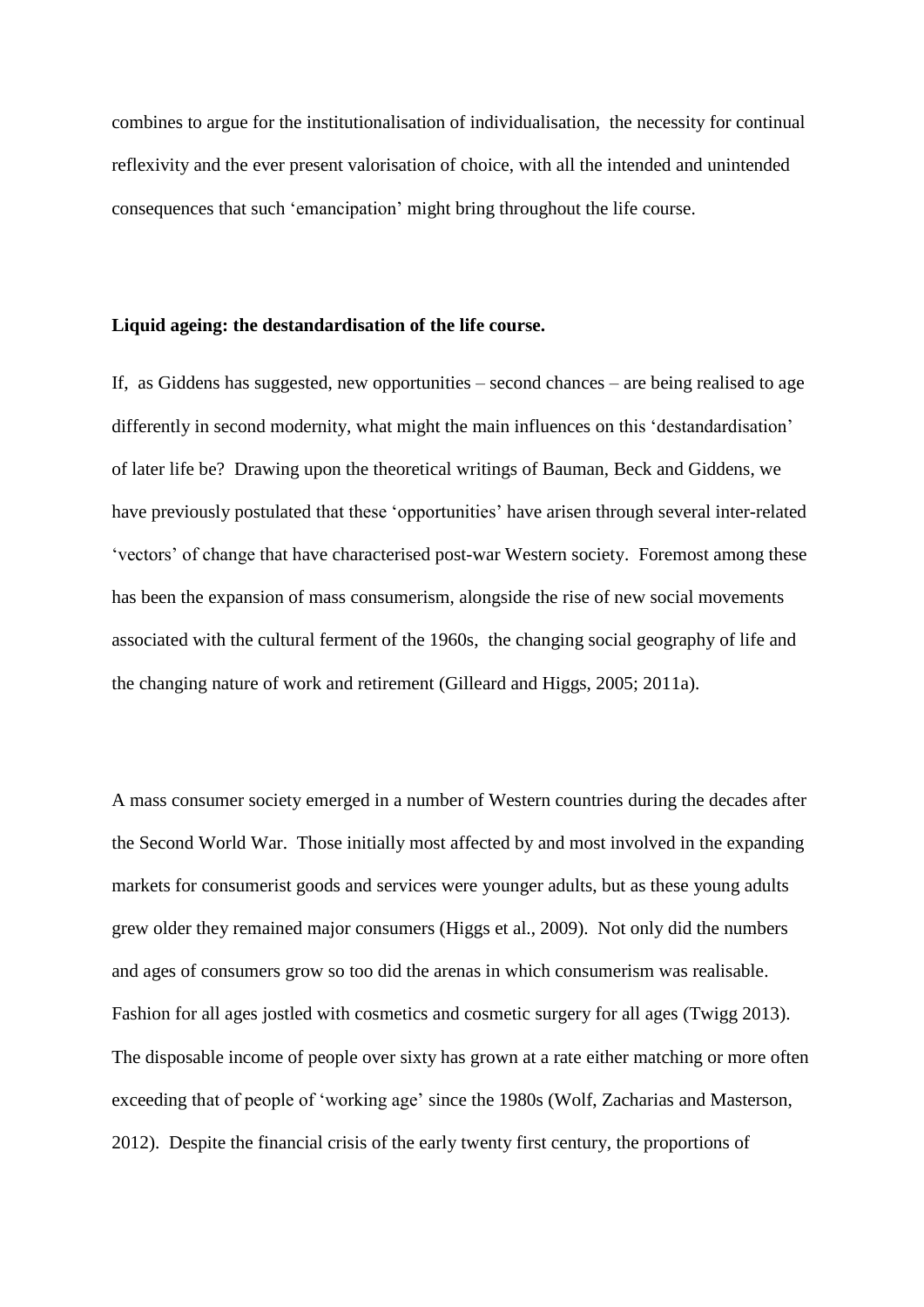combines to argue for the institutionalisation of individualisation, the necessity for continual reflexivity and the ever present valorisation of choice, with all the intended and unintended consequences that such 'emancipation' might bring throughout the life course.

**Liquid ageing: the destandardisation of the life course.**

If, as Giddens has suggested, new opportunities – second chances – are being realised to age differently in second modernity, what might the main influences on this 'destandardisation' of later life be? Drawing upon the theoretical writings of Bauman, Beck and Giddens, we have previously postulated that these 'opportunities' have arisen through several inter-related 'vectors' of change that have characterised post-war Western society. Foremost among these has been the expansion of mass consumerism, alongside the rise of new social movements associated with the cultural ferment of the 1960s, the changing social geography of life and the changing nature of work and retirement (Gilleard and Higgs, 2005; 2011a).

A mass consumer society emerged in a number of Western countries during the decades after the Second World War. Those initially most affected by and most involved in the expanding markets for consumerist goods and services were younger adults, but as these young adults grew older they remained major consumers (Higgs et al., 2009). Not only did the numbers and ages of consumers grow so too did the arenas in which consumerism was realisable. Fashion for all ages jostled with cosmetics and cosmetic surgery for all ages (Twigg 2013). The disposable income of people over sixty has grown at a rate either matching or more often exceeding that of people of 'working age' since the 1980s (Wolf, Zacharias and Masterson, 2012). Despite the financial crisis of the early twenty first century, the proportions of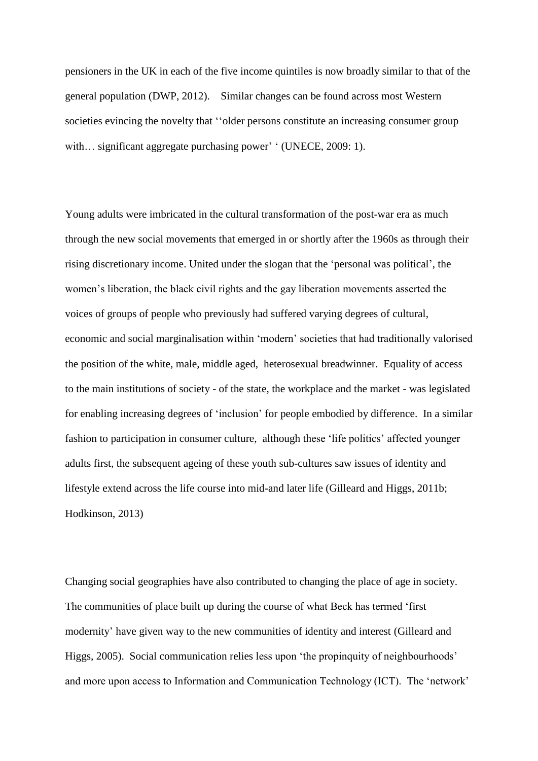pensioners in the UK in each of the five income quintiles is now broadly similar to that of the general population (DWP, 2012). Similar changes can be found across most Western societies evincing the novelty that ''older persons constitute an increasing consumer group with… significant aggregate purchasing power' ' (UNECE, 2009: 1).

Young adults were imbricated in the cultural transformation of the post-war era as much through the new social movements that emerged in or shortly after the 1960s as through their rising discretionary income. United under the slogan that the 'personal was political', the women's liberation, the black civil rights and the gay liberation movements asserted the voices of groups of people who previously had suffered varying degrees of cultural, economic and social marginalisation within 'modern' societies that had traditionally valorised the position of the white, male, middle aged, heterosexual breadwinner. Equality of access to the main institutions of society - of the state, the workplace and the market - was legislated for enabling increasing degrees of 'inclusion' for people embodied by difference. In a similar fashion to participation in consumer culture, although these 'life politics' affected younger adults first, the subsequent ageing of these youth sub-cultures saw issues of identity and lifestyle extend across the life course into mid-and later life (Gilleard and Higgs, 2011b; Hodkinson, 2013)

Changing social geographies have also contributed to changing the place of age in society. The communities of place built up during the course of what Beck has termed 'first modernity' have given way to the new communities of identity and interest (Gilleard and Higgs, 2005). Social communication relies less upon 'the propinquity of neighbourhoods' and more upon access to Information and Communication Technology (ICT). The 'network'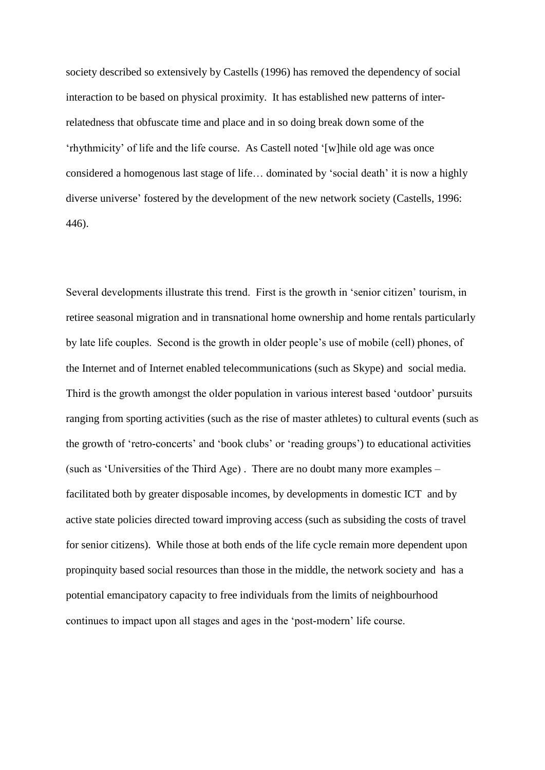society described so extensively by Castells (1996) has removed the dependency of social interaction to be based on physical proximity. It has established new patterns of inter-relatedness that obfuscate time and place and in so doing break down some of the 'rhythmicity' of life and the life course. As Castell noted '[w]hile old age was once considered a homogenous last stage of life… dominated by 'social death' it is now a highly diverse universe' fostered by the development of the new network society (Castells, 1996: 446).

Several developments illustrate this trend. First is the growth in 'senior citizen' tourism, in retiree seasonal migration and in transnational home ownership and home rentals particularly by late life couples. Second is the growth in older people's use of mobile (cell) phones, of the Internet and of Internet enabled telecommunications (such as Skype) and social media. Third is the growth amongst the older population in various interest based 'outdoor' pursuits ranging from sporting activities (such as the rise of master athletes) to cultural events (such as the growth of 'retro-concerts' and 'book clubs' or 'reading groups') to educational activities (such as 'Universities of the Third Age) . There are no doubt many more examples – facilitated both by greater disposable incomes, by developments in domestic ICT and by active state policies directed toward improving access (such as subsiding the costs of travel for senior citizens). While those at both ends of the life cycle remain more dependent upon propinquity based social resources than those in the middle, the network society and has a potential emancipatory capacity to free individuals from the limits of neighbourhood continues to impact upon all stages and ages in the 'post-modern' life course.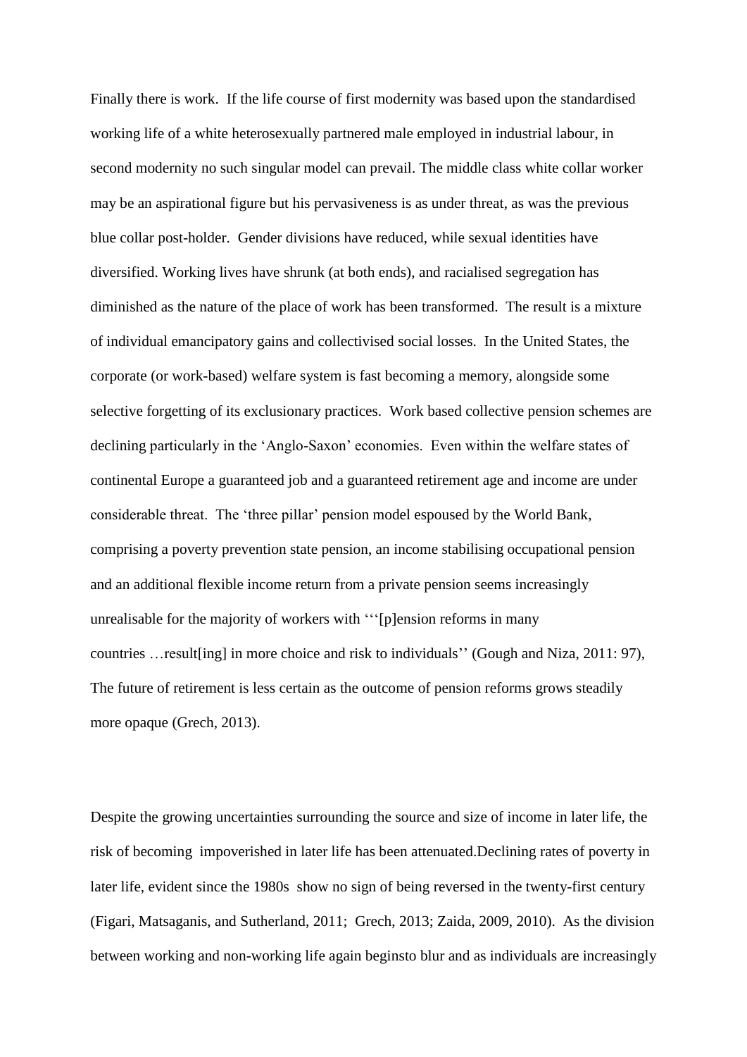Finally there is work. If the life course of first modernity was based upon the standardised working life of a white heterosexually partnered male employed in industrial labour, in second modernity no such singular model can prevail. The middle class white collar worker may be an aspirational figure but his pervasiveness is as under threat, as was the previous blue collar post-holder. Gender divisions have reduced, while sexual identities have diversified. Working lives have shrunk (at both ends), and racialised segregation has diminished as the nature of the place of work has been transformed. The result is a mixture of individual emancipatory gains and collectivised social losses. In the United States, the corporate (or work-based) welfare system is fast becoming a memory, alongside some selective forgetting of its exclusionary practices. Work based collective pension schemes are declining particularly in the 'Anglo-Saxon' economies. Even within the welfare states of continental Europe a guaranteed job and a guaranteed retirement age and income are under considerable threat. The 'three pillar' pension model espoused by the World Bank, comprising a poverty prevention state pension, an income stabilising occupational pension and an additional flexible income return from a private pension seems increasingly unrealisable for the majority of workers with '''[p]ension reforms in many countries …result[ing] in more choice and risk to individuals'' (Gough and Niza, 2011: 97), The future of retirement is less certain as the outcome of pension reforms grows steadily more opaque (Grech, 2013).

Despite the growing uncertainties surrounding the source and size of income in later life, the risk of becoming impoverished in later life has been attenuated.Declining rates of poverty in later life, evident since the 1980s show no sign of being reversed in the twenty-first century (Figari, Matsaganis, and Sutherland, 2011; Grech, 2013; Zaida, 2009, 2010). As the division between working and non-working life again beginsto blur and as individuals are increasingly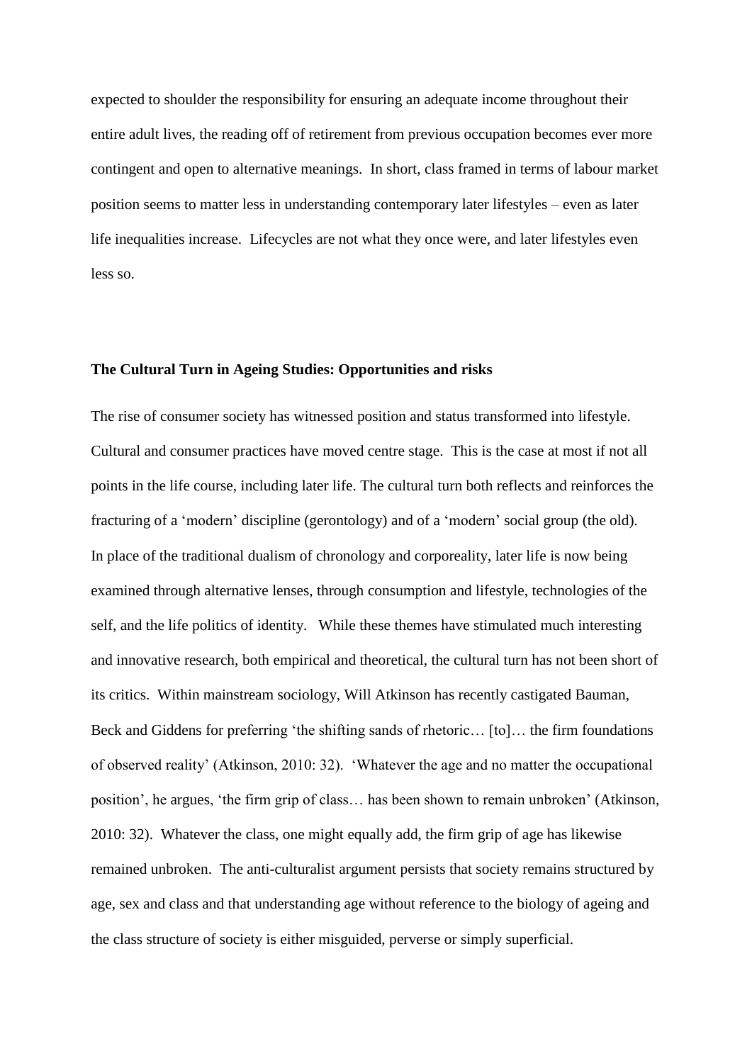expected to shoulder the responsibility for ensuring an adequate income throughout their entire adult lives, the reading off of retirement from previous occupation becomes ever more contingent and open to alternative meanings. In short, class framed in terms of labour market position seems to matter less in understanding contemporary later lifestyles – even as later life inequalities increase. Lifecycles are not what they once were, and later lifestyles even less so.

**The Cultural Turn in Ageing Studies: Opportunities and risks**

The rise of consumer society has witnessed position and status transformed into lifestyle. Cultural and consumer practices have moved centre stage. This is the case at most if not all points in the life course, including later life. The cultural turn both reflects and reinforces the fracturing of a 'modern' discipline (gerontology) and of a 'modern' social group (the old). In place of the traditional dualism of chronology and corporeality, later life is now being examined through alternative lenses, through consumption and lifestyle, technologies of the self, and the life politics of identity. While these themes have stimulated much interesting and innovative research, both empirical and theoretical, the cultural turn has not been short of its critics. Within mainstream sociology, Will Atkinson has recently castigated Bauman, Beck and Giddens for preferring 'the shifting sands of rhetoric… [to]… the firm foundations of observed reality' (Atkinson, 2010: 32). 'Whatever the age and no matter the occupational position', he argues, 'the firm grip of class… has been shown to remain unbroken' (Atkinson, 2010: 32). Whatever the class, one might equally add, the firm grip of age has likewise remained unbroken. The anti-culturalist argument persists that society remains structured by age, sex and class and that understanding age without reference to the biology of ageing and the class structure of society is either misguided, perverse or simply superficial.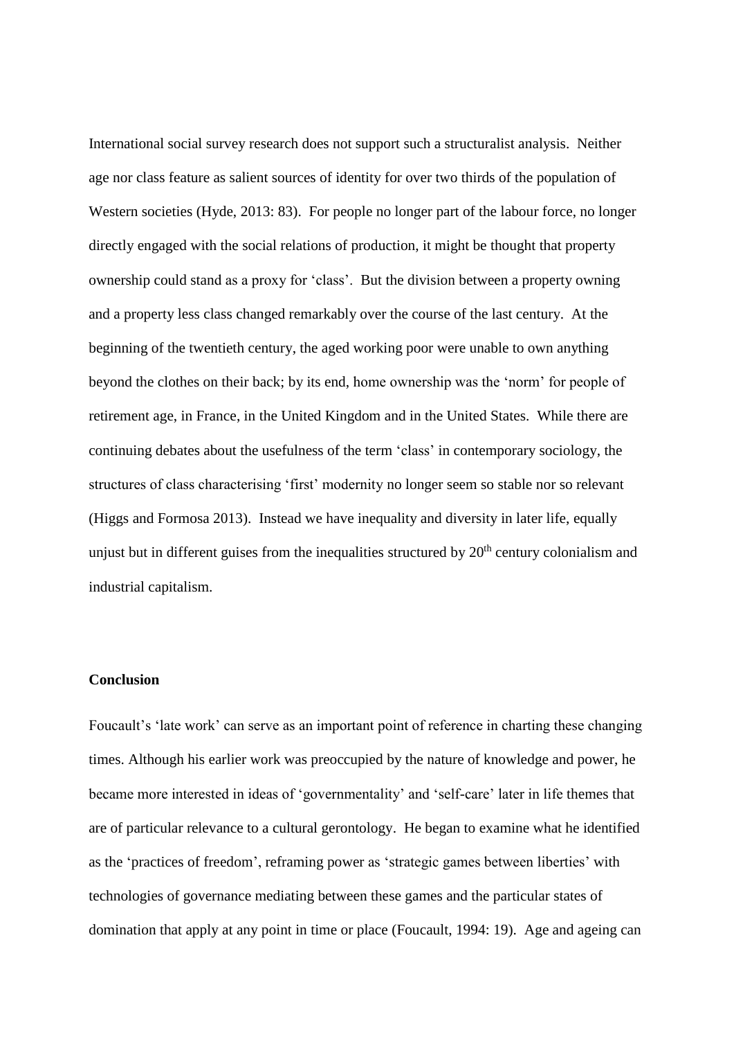International social survey research does not support such a structuralist analysis. Neither age nor class feature as salient sources of identity for over two thirds of the population of Western societies (Hyde, 2013: 83). For people no longer part of the labour force, no longer directly engaged with the social relations of production, it might be thought that property ownership could stand as a proxy for 'class'. But the division between a property owning and a property less class changed remarkably over the course of the last century. At the beginning of the twentieth century, the aged working poor were unable to own anything beyond the clothes on their back; by its end, home ownership was the 'norm' for people of retirement age, in France, in the United Kingdom and in the United States. While there are continuing debates about the usefulness of the term 'class' in contemporary sociology, the structures of class characterising 'first' modernity no longer seem so stable nor so relevant (Higgs and Formosa 2013). Instead we have inequality and diversity in later life, equally unjust but in different guises from the inequalities structured by 20th century colonialism and industrial capitalism.

**Conclusion**

Foucault's 'late work' can serve as an important point of reference in charting these changing times. Although his earlier work was preoccupied by the nature of knowledge and power, he became more interested in ideas of 'governmentality' and 'self-care' later in life themes that are of particular relevance to a cultural gerontology. He began to examine what he identified as the 'practices of freedom', reframing power as 'strategic games between liberties' with technologies of governance mediating between these games and the particular states of domination that apply at any point in time or place (Foucault, 1994: 19). Age and ageing can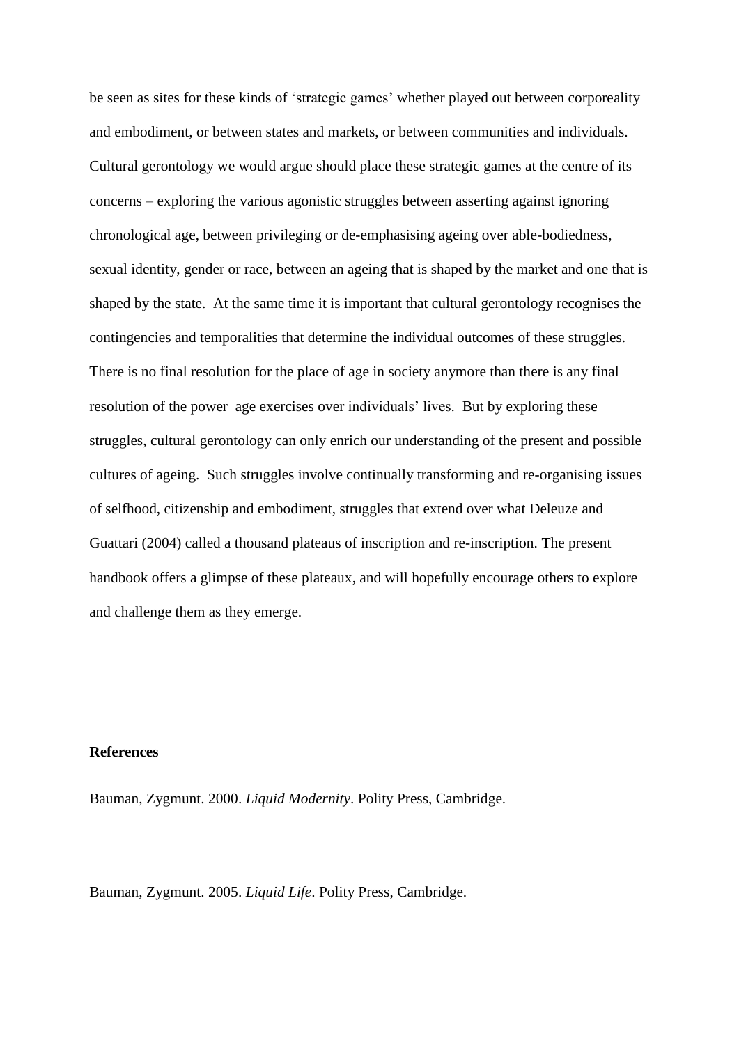be seen as sites for these kinds of 'strategic games' whether played out between corporeality and embodiment, or between states and markets, or between communities and individuals. Cultural gerontology we would argue should place these strategic games at the centre of its concerns – exploring the various agonistic struggles between asserting against ignoring chronological age, between privileging or de-emphasising ageing over able-bodiedness, sexual identity, gender or race, between an ageing that is shaped by the market and one that is shaped by the state. At the same time it is important that cultural gerontology recognises the contingencies and temporalities that determine the individual outcomes of these struggles. There is no final resolution for the place of age in society anymore than there is any final resolution of the power age exercises over individuals' lives. But by exploring these struggles, cultural gerontology can only enrich our understanding of the present and possible cultures of ageing. Such struggles involve continually transforming and re-organising issues of selfhood, citizenship and embodiment, struggles that extend over what Deleuze and Guattari (2004) called a thousand plateaus of inscription and re-inscription. The present handbook offers a glimpse of these plateaux, and will hopefully encourage others to explore and challenge them as they emerge.

**References**

Bauman, Zygmunt. 2000. *Liquid Modernity*. Polity Press, Cambridge.

Bauman, Zygmunt. 2005. *Liquid Life*. Polity Press, Cambridge.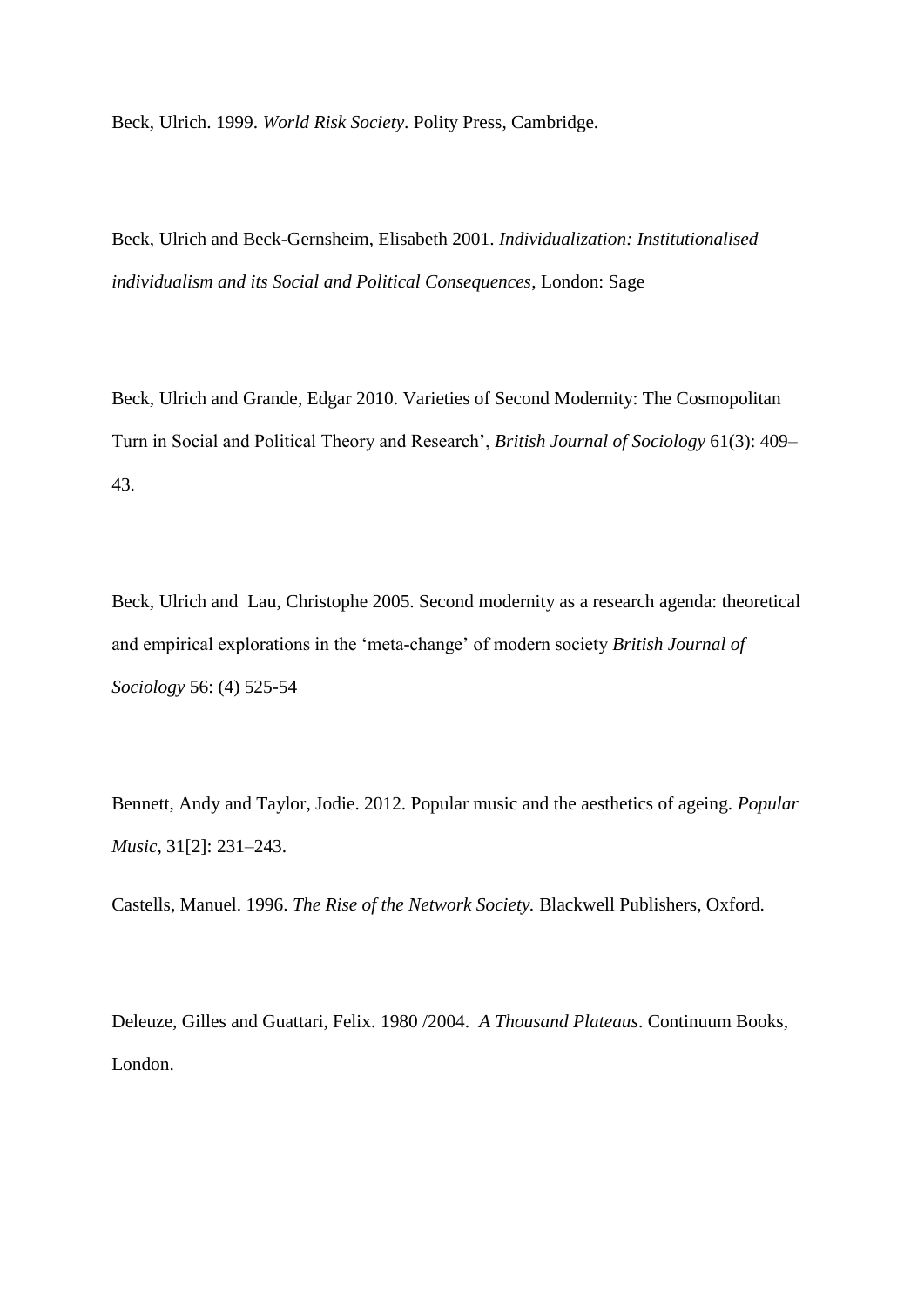Beck, Ulrich. 1999. *World Risk Society*. Polity Press, Cambridge.

Beck, Ulrich and Beck-Gernsheim, Elisabeth 2001. *Individualization: Institutionalised individualism and its Social and Political Consequences*, London: Sage

Beck, Ulrich and Grande, Edgar 2010. Varieties of Second Modernity: The Cosmopolitan Turn in Social and Political Theory and Research', *British Journal of Sociology* 61(3): 409–43.

Beck, Ulrich and Lau, Christophe 2005. Second modernity as a research agenda: theoretical and empirical explorations in the 'meta-change' of modern society *British Journal of Sociology* 56: (4) 525-54

Bennett, Andy and Taylor, Jodie. 2012. Popular music and the aesthetics of ageing. *Popular Music*, 31[2]: 231–243.

Castells, Manuel. 1996. *The Rise of the Network Society.* Blackwell Publishers, Oxford.

Deleuze, Gilles and Guattari, Felix. 1980 /2004. *A Thousand Plateaus*. Continuum Books, London.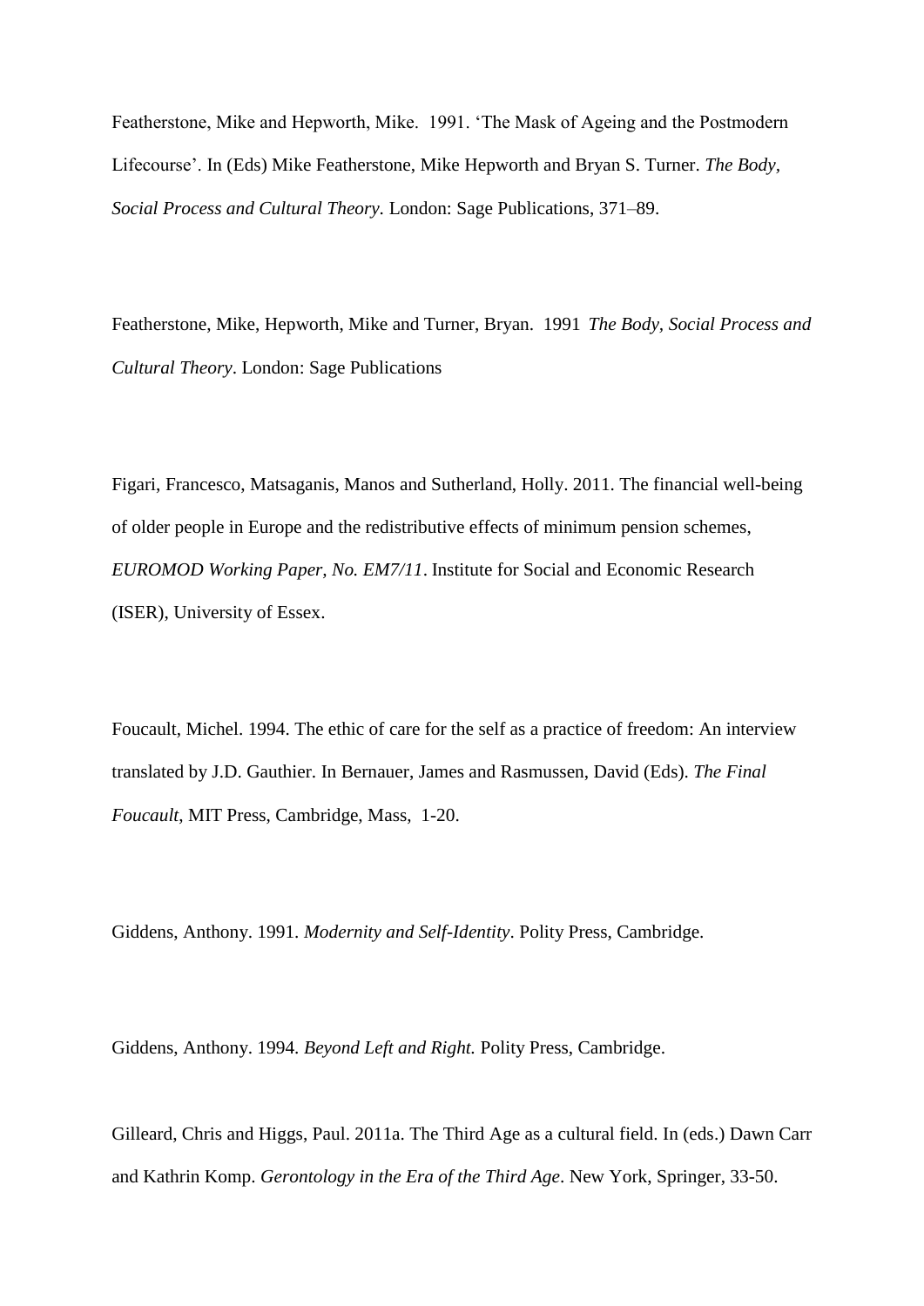Featherstone, Mike and Hepworth, Mike. 1991. 'The Mask of Ageing and the Postmodern Lifecourse'. In (Eds) Mike Featherstone, Mike Hepworth and Bryan S. Turner. *The Body, Social Process and Cultural Theory*. London: Sage Publications, 371–89.

Featherstone, Mike, Hepworth, Mike and Turner, Bryan. 1991 *The Body, Social Process and Cultural Theory*. London: Sage Publications

Figari, Francesco, Matsaganis, Manos and Sutherland, Holly. 2011. The financial well-being of older people in Europe and the redistributive effects of minimum pension schemes, *EUROMOD Working Paper, No. EM7/11*. Institute for Social and Economic Research (ISER), University of Essex.

Foucault, Michel. 1994. The ethic of care for the self as a practice of freedom: An interview translated by J.D. Gauthier. In Bernauer, James and Rasmussen, David (Eds). *The Final Foucault*, MIT Press, Cambridge, Mass, 1-20.

Giddens, Anthony. 1991. *Modernity and Self-Identity*. Polity Press, Cambridge.

Giddens, Anthony. 1994. *Beyond Left and Right.* Polity Press, Cambridge.

Gilleard, Chris and Higgs, Paul. 2011a. The Third Age as a cultural field. In (eds.) Dawn Carr and Kathrin Komp. *Gerontology in the Era of the Third Age*. New York, Springer, 33-50.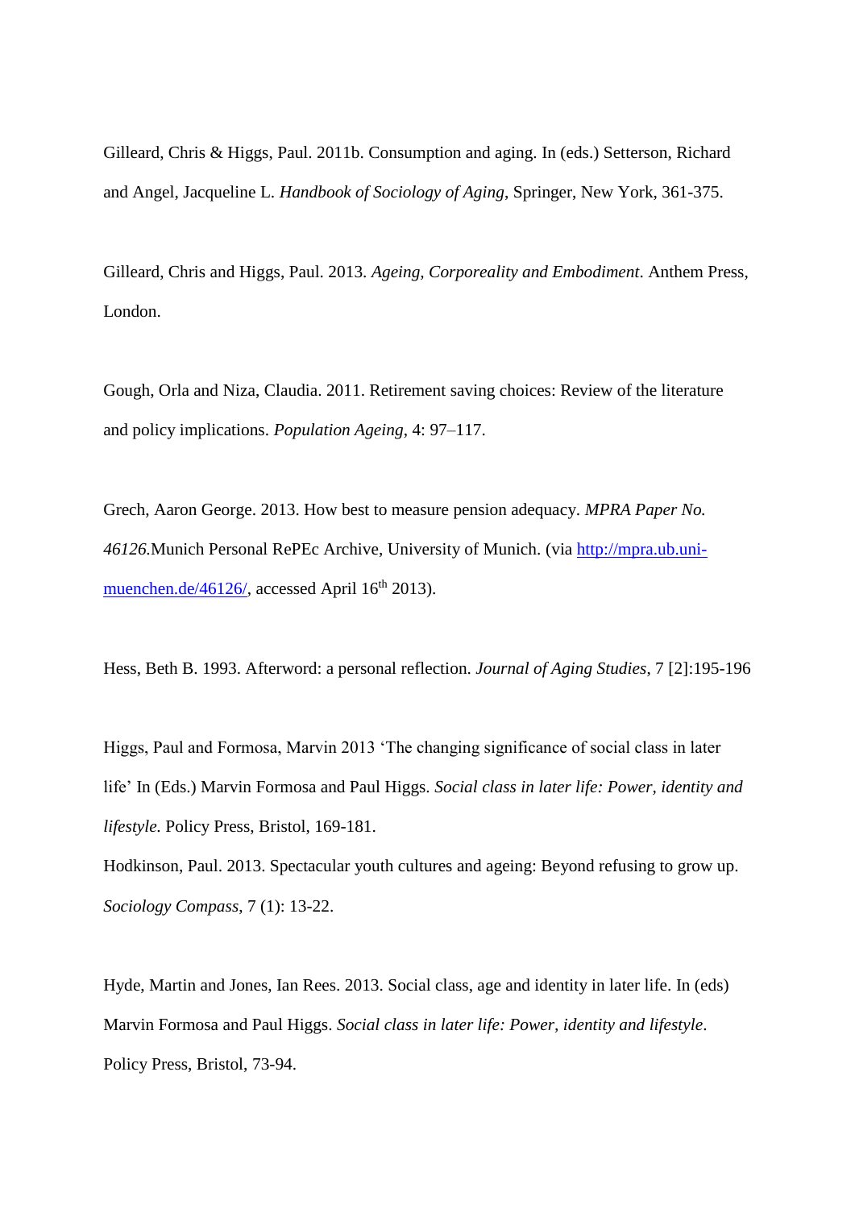Gilleard, Chris & Higgs, Paul. 2011b. Consumption and aging. In (eds.) Setterson, Richard and Angel, Jacqueline L. *Handbook of Sociology of Aging*, Springer, New York, 361-375.

Gilleard, Chris and Higgs, Paul. 2013. *Ageing, Corporeality and Embodiment*. Anthem Press, London.

Gough, Orla and Niza, Claudia. 2011. Retirement saving choices: Review of the literature and policy implications. *Population Ageing*, 4: 97–117.

Grech, Aaron George. 2013. How best to measure pension adequacy. *MPRA Paper No. 46126.*Munich Personal RePEc Archive, University of Munich. (via [http://mpra.ub.uni-muenchen.de/46126/](http://mpra.ub.uni-muenchen.de/46126/), accessed April 16th 2013).

Hess, Beth B. 1993. Afterword: a personal reflection. *Journal of Aging Studies*, 7 [2]:195-196

Higgs, Paul and Formosa, Marvin 2013 'The changing significance of social class in later life' In (Eds.) Marvin Formosa and Paul Higgs. *Social class in later life: Power, identity and lifestyle.* Policy Press, Bristol, 169-181.

Hodkinson, Paul. 2013. Spectacular youth cultures and ageing: Beyond refusing to grow up. *Sociology Compass*, 7 (1): 13-22.

Hyde, Martin and Jones, Ian Rees. 2013. Social class, age and identity in later life. In (eds) Marvin Formosa and Paul Higgs. *Social class in later life: Power, identity and lifestyle*. Policy Press, Bristol, 73-94.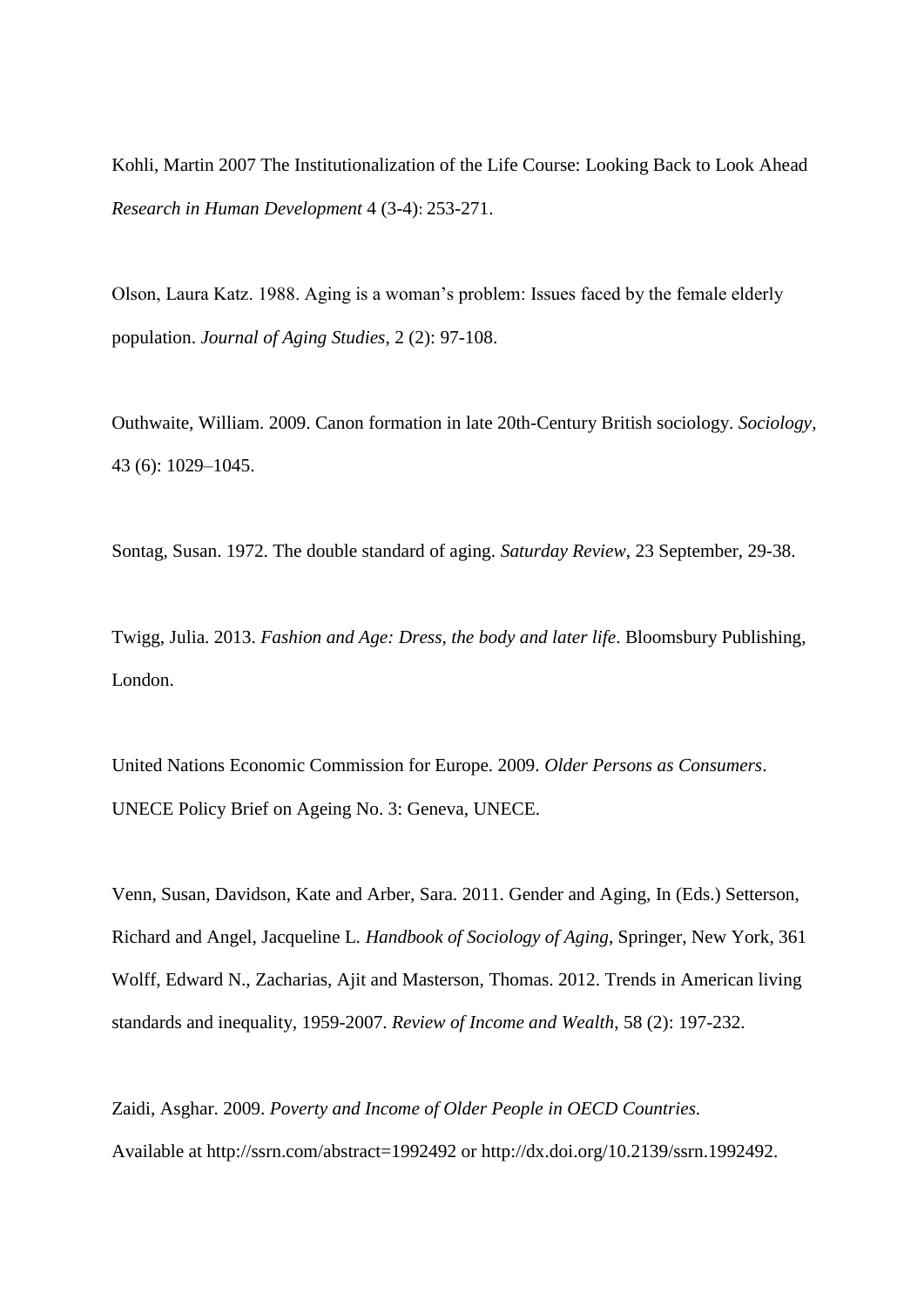Kohli, Martin 2007 The Institutionalization of the Life Course: Looking Back to Look Ahead *Research in Human Development* 4 (3-4): 253-271.

Olson, Laura Katz. 1988. Aging is a woman's problem: Issues faced by the female elderly population. *Journal of Aging Studies*, 2 (2): 97-108.

Outhwaite, William. 2009. Canon formation in late 20th-Century British sociology. *Sociology*, 43 (6): 1029–1045.

Sontag, Susan. 1972. The double standard of aging. *Saturday Review*, 23 September, 29-38.

Twigg, Julia. 2013. *Fashion and Age: Dress, the body and later life*. Bloomsbury Publishing, London.

United Nations Economic Commission for Europe. 2009. *Older Persons as Consumers*. UNECE Policy Brief on Ageing No. 3: Geneva, UNECE.

Venn, Susan, Davidson, Kate and Arber, Sara. 2011. Gender and Aging, In (Eds.) Setterson, Richard and Angel, Jacqueline L. *Handbook of Sociology of Aging*, Springer, New York, 361

Wolff, Edward N., Zacharias, Ajit and Masterson, Thomas. 2012. Trends in American living standards and inequality, 1959-2007. *Review of Income and Wealth*, 58 (2): 197-232.

Zaidi, Asghar. 2009. *Poverty and Income of Older People in OECD Countries.* Available at http://ssrn.com/abstract=1992492 or http://dx.doi.org/10.2139/ssrn.1992492.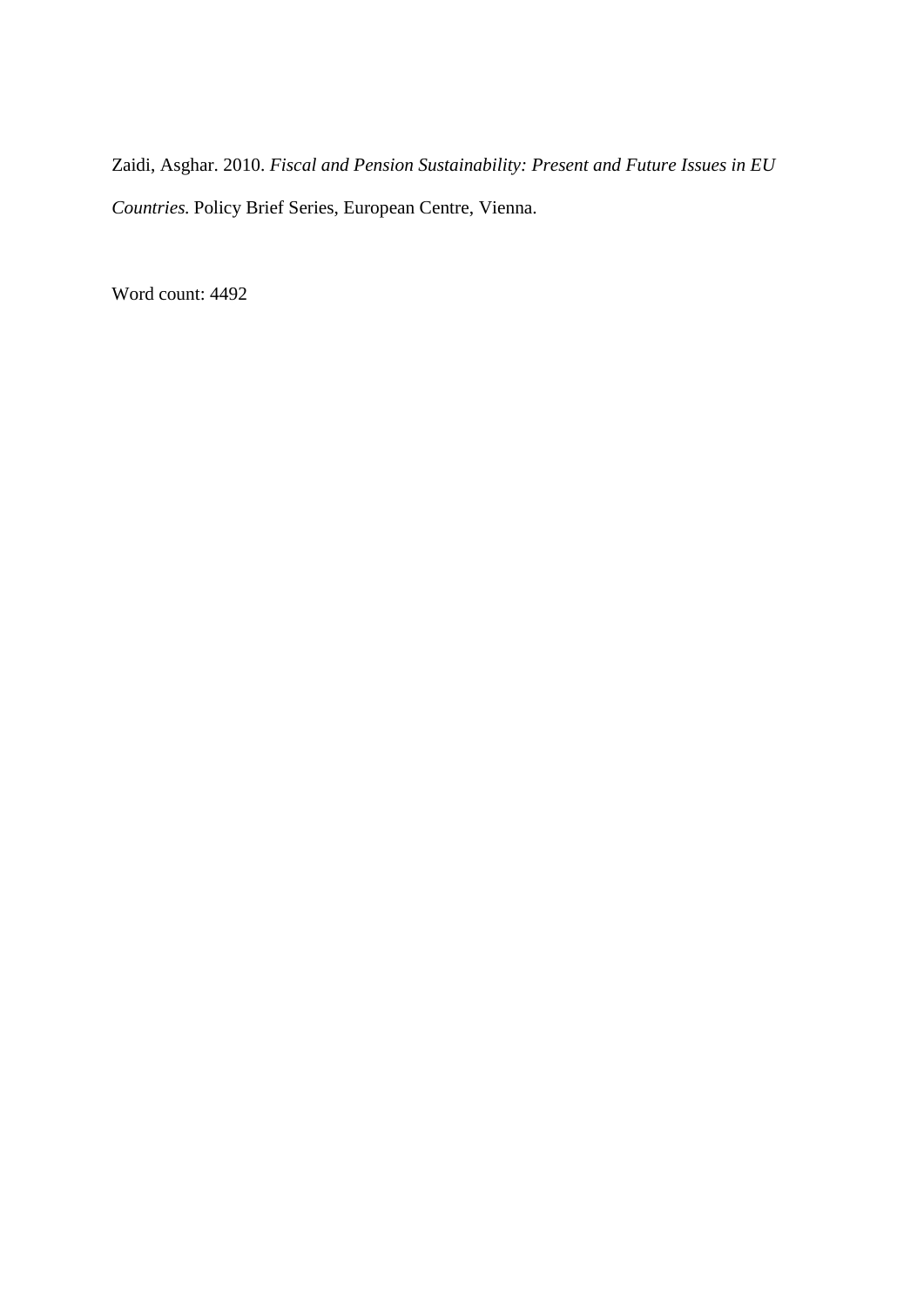Zaidi, Asghar. 2010. *Fiscal and Pension Sustainability: Present and Future Issues in EU Countries.* Policy Brief Series, European Centre, Vienna.

Word count: 4492